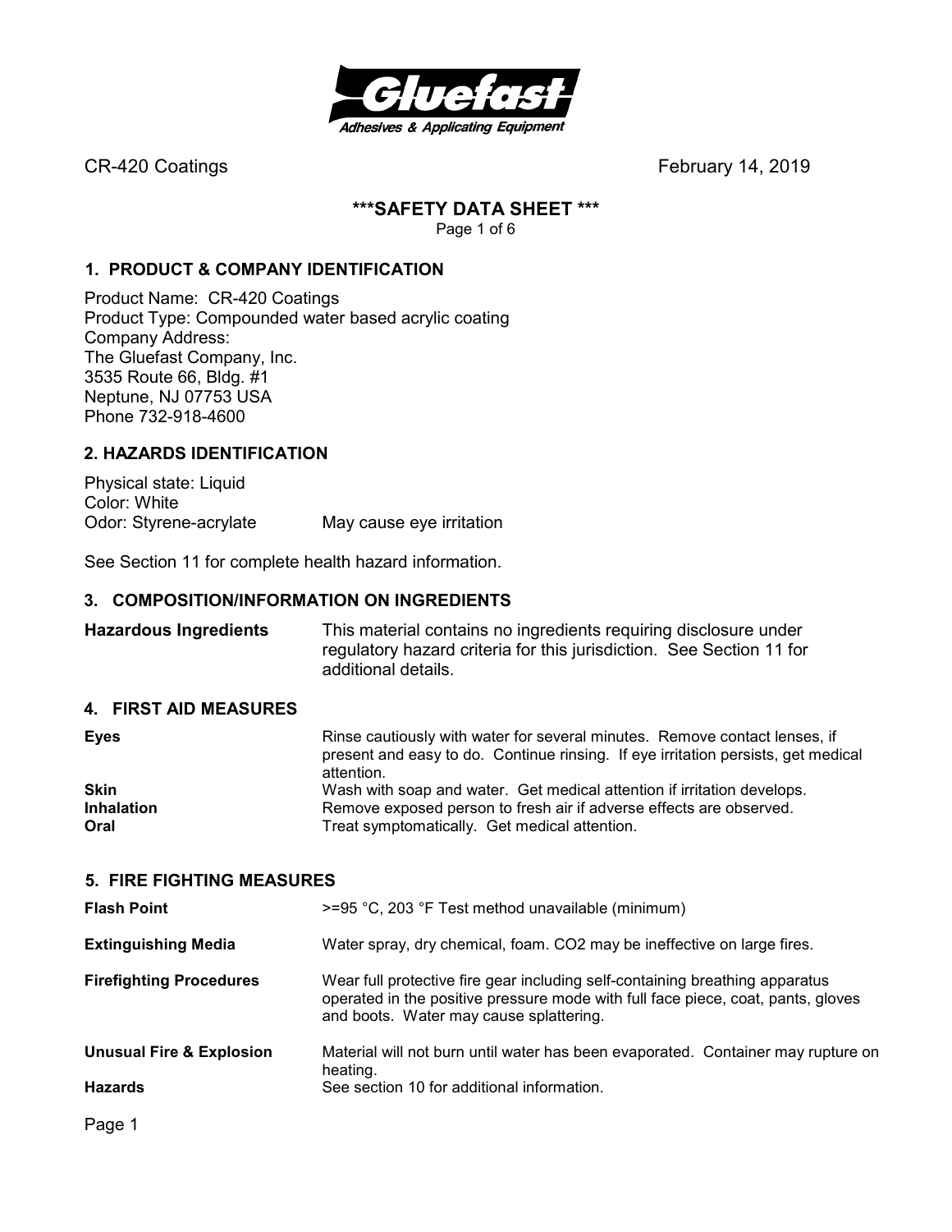CR-420 Coatings February 14, 2019

# ***SAFETY DATA SHEET ***

## 1. PRODUCT & COMPANY IDENTIFICATION

Product Name: CR-420 Coatings
Product Type: Compounded water based acrylic coating
Company Address:
The Gluefast Company, Inc.
3535 Route 66, Bldg. #1
Neptune, NJ 07753 USA
Phone 732-918-4600

## 2. HAZARDS IDENTIFICATION

Physical state: Liquid
Color: White
Odor: Styrene-acrylate May cause eye irritation

See Section 11 for complete health hazard information.

## 3. COMPOSITION/INFORMATION ON INGREDIENTS

| | |
|---|---|
| **Hazardous Ingredients** | This material contains no ingredients requiring disclosure under regulatory hazard criteria for this jurisdiction. See Section 11 for additional details. |

## 4. FIRST AID MEASURES

| | |
|---|---|
| **Eyes** | Rinse cautiously with water for several minutes. Remove contact lenses, if present and easy to do. Continue rinsing. If eye irritation persists, get medical attention. |
| **Skin** | Wash with soap and water. Get medical attention if irritation develops. |
| **Inhalation** | Remove exposed person to fresh air if adverse effects are observed. |
| **Oral** | Treat symptomatically. Get medical attention. |

## 5. FIRE FIGHTING MEASURES

| | |
|---|---|
| **Flash Point** | >=95 °C, 203 °F Test method unavailable (minimum) |
| **Extinguishing Media** | Water spray, dry chemical, foam. CO2 may be ineffective on large fires. |
| **Firefighting Procedures** | Wear full protective fire gear including self-containing breathing apparatus operated in the positive pressure mode with full face piece, coat, pants, gloves and boots. Water may cause splattering. |
| **Unusual Fire & Explosion Hazards** | Material will not burn until water has been evaporated. Container may rupture on heating. See section 10 for additional information. |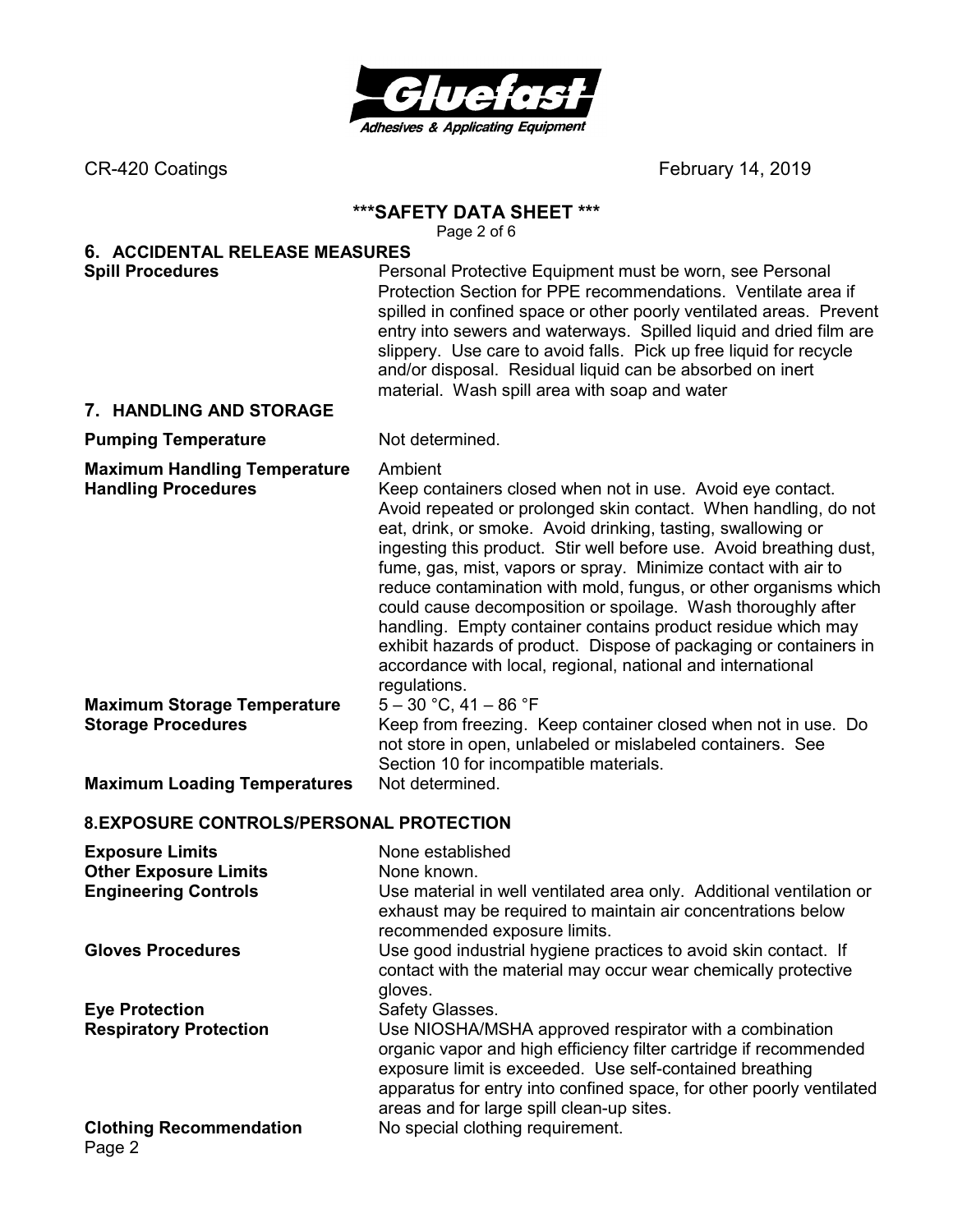## 6. ACCIDENTAL RELEASE MEASURES

**Spill Procedures** Personal Protective Equipment must be worn, see Personal Protection Section for PPE recommendations. Ventilate area if spilled in confined space or other poorly ventilated areas. Prevent entry into sewers and waterways. Spilled liquid and dried film are slippery. Use care to avoid falls. Pick up free liquid for recycle and/or disposal. Residual liquid can be absorbed on inert material. Wash spill area with soap and water

## 7. HANDLING AND STORAGE

**Pumping Temperature** Not determined.

**Maximum Handling Temperature** Ambient

**Handling Procedures** Keep containers closed when not in use. Avoid eye contact. Avoid repeated or prolonged skin contact. When handling, do not eat, drink, or smoke. Avoid drinking, tasting, swallowing or ingesting this product. Stir well before use. Avoid breathing dust, fume, gas, mist, vapors or spray. Minimize contact with air to reduce contamination with mold, fungus, or other organisms which could cause decomposition or spoilage. Wash thoroughly after handling. Empty container contains product residue which may exhibit hazards of product. Dispose of packaging or containers in accordance with local, regional, national and international regulations.

**Maximum Storage Temperature** 5 – 30 °C, 41 – 86 °F

**Storage Procedures** Keep from freezing. Keep container closed when not in use. Do not store in open, unlabeled or mislabeled containers. See Section 10 for incompatible materials.

**Maximum Loading Temperatures** Not determined.

## 8.EXPOSURE CONTROLS/PERSONAL PROTECTION

**Exposure Limits** None established

**Other Exposure Limits** None known.

**Engineering Controls** Use material in well ventilated area only. Additional ventilation or exhaust may be required to maintain air concentrations below recommended exposure limits.

**Gloves Procedures** Use good industrial hygiene practices to avoid skin contact. If contact with the material may occur wear chemically protective gloves.

**Eye Protection** Safety Glasses.

**Respiratory Protection** Use NIOSHA/MSHA approved respirator with a combination organic vapor and high efficiency filter cartridge if recommended exposure limit is exceeded. Use self-contained breathing apparatus for entry into confined space, for other poorly ventilated areas and for large spill clean-up sites.

**Clothing Recommendation** No special clothing requirement.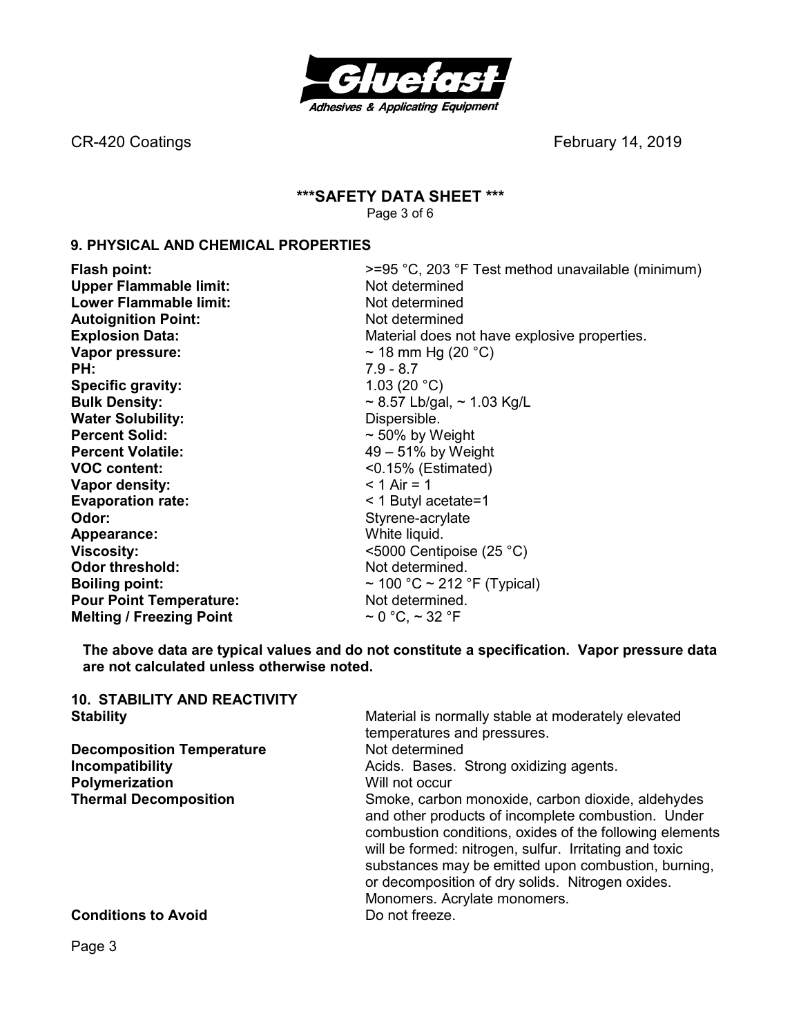## 9. PHYSICAL AND CHEMICAL PROPERTIES

| Property | Value |
|---|---|
| **Flash point:** | >=95 °C, 203 °F Test method unavailable (minimum) |
| **Upper Flammable limit:** | Not determined |
| **Lower Flammable limit:** | Not determined |
| **Autoignition Point:** | Not determined |
| **Explosion Data:** | Material does not have explosive properties. |
| **Vapor pressure:** | ~ 18 mm Hg (20 °C) |
| **PH:** | 7.9 - 8.7 |
| **Specific gravity:** | 1.03 (20 °C) |
| **Bulk Density:** | ~ 8.57 Lb/gal, ~ 1.03 Kg/L |
| **Water Solubility:** | Dispersible. |
| **Percent Solid:** | ~ 50% by Weight |
| **Percent Volatile:** | 49 – 51% by Weight |
| **VOC content:** | <0.15% (Estimated) |
| **Vapor density:** | < 1 Air = 1 |
| **Evaporation rate:** | < 1 Butyl acetate=1 |
| **Odor:** | Styrene-acrylate |
| **Appearance:** | White liquid. |
| **Viscosity:** | <5000 Centipoise (25 °C) |
| **Odor threshold:** | Not determined. |
| **Boiling point:** | ~ 100 °C ~ 212 °F (Typical) |
| **Pour Point Temperature:** | Not determined. |
| **Melting / Freezing Point** | ~ 0 °C, ~ 32 °F |

**The above data are typical values and do not constitute a specification. Vapor pressure data are not calculated unless otherwise noted.**

## 10. STABILITY AND REACTIVITY

| Property | Value |
|---|---|
| **Stability** | Material is normally stable at moderately elevated temperatures and pressures. |
| **Decomposition Temperature** | Not determined |
| **Incompatibility** | Acids. Bases. Strong oxidizing agents. |
| **Polymerization** | Will not occur |
| **Thermal Decomposition** | Smoke, carbon monoxide, carbon dioxide, aldehydes and other products of incomplete combustion. Under combustion conditions, oxides of the following elements will be formed: nitrogen, sulfur. Irritating and toxic substances may be emitted upon combustion, burning, or decomposition of dry solids. Nitrogen oxides. Monomers. Acrylate monomers. |
| **Conditions to Avoid** | Do not freeze. |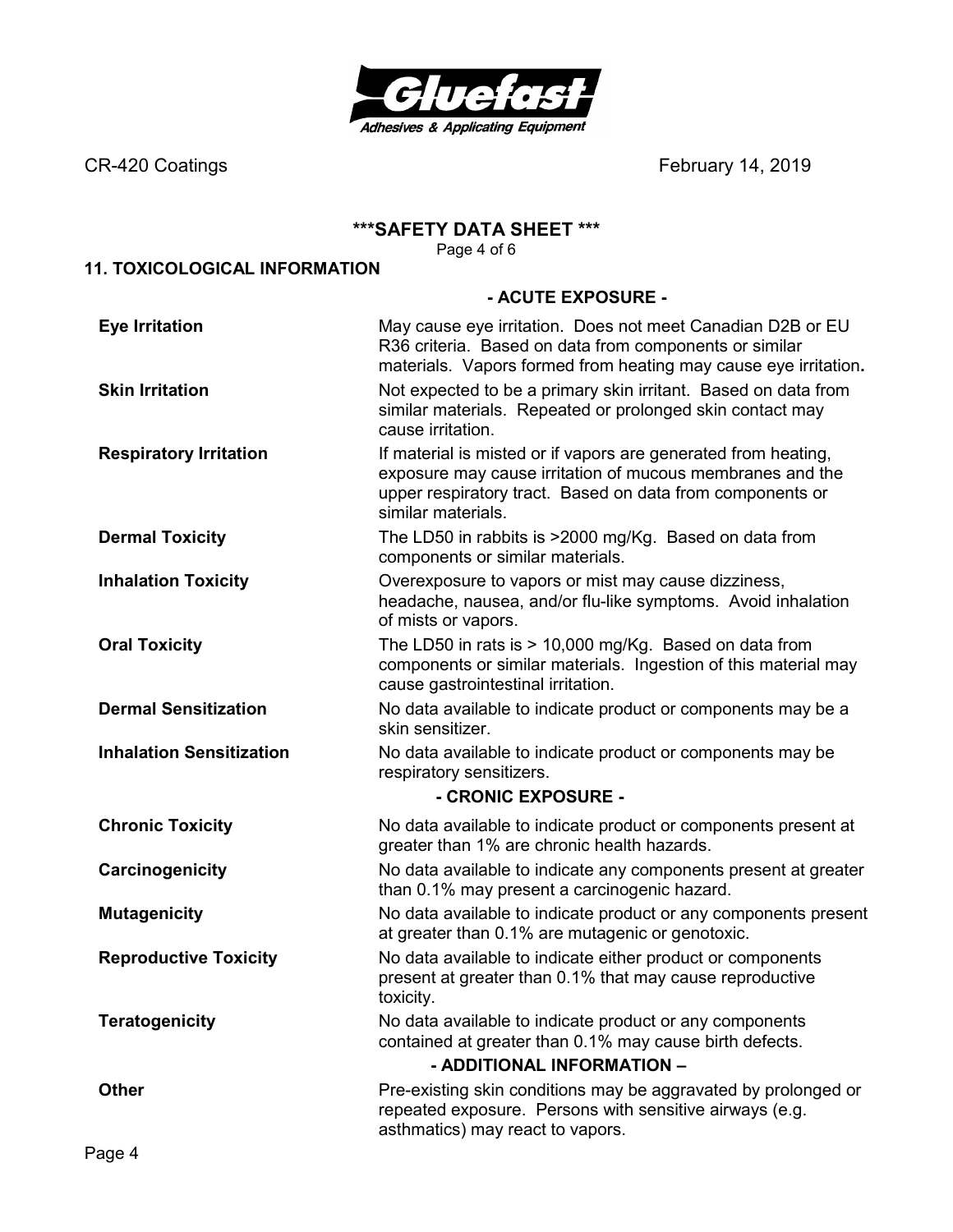## 11. TOXICOLOGICAL INFORMATION

### - ACUTE EXPOSURE -

| | |
|---|---|
| **Eye Irritation** | May cause eye irritation. Does not meet Canadian D2B or EU R36 criteria. Based on data from components or similar materials. Vapors formed from heating may cause eye irritation**.** |
| **Skin Irritation** | Not expected to be a primary skin irritant. Based on data from similar materials. Repeated or prolonged skin contact may cause irritation. |
| **Respiratory Irritation** | If material is misted or if vapors are generated from heating, exposure may cause irritation of mucous membranes and the upper respiratory tract. Based on data from components or similar materials. |
| **Dermal Toxicity** | The LD50 in rabbits is >2000 mg/Kg. Based on data from components or similar materials. |
| **Inhalation Toxicity** | Overexposure to vapors or mist may cause dizziness, headache, nausea, and/or flu-like symptoms. Avoid inhalation of mists or vapors. |
| **Oral Toxicity** | The LD50 in rats is > 10,000 mg/Kg. Based on data from components or similar materials. Ingestion of this material may cause gastrointestinal irritation. |
| **Dermal Sensitization** | No data available to indicate product or components may be a skin sensitizer. |
| **Inhalation Sensitization** | No data available to indicate product or components may be respiratory sensitizers. |

### - CRONIC EXPOSURE -

| | |
|---|---|
| **Chronic Toxicity** | No data available to indicate product or components present at greater than 1% are chronic health hazards. |
| **Carcinogenicity** | No data available to indicate any components present at greater than 0.1% may present a carcinogenic hazard. |
| **Mutagenicity** | No data available to indicate product or any components present at greater than 0.1% are mutagenic or genotoxic. |
| **Reproductive Toxicity** | No data available to indicate either product or components present at greater than 0.1% that may cause reproductive toxicity. |
| **Teratogenicity** | No data available to indicate product or any components contained at greater than 0.1% may cause birth defects. |

### - ADDITIONAL INFORMATION –

| | |
|---|---|
| **Other** | Pre-existing skin conditions may be aggravated by prolonged or repeated exposure. Persons with sensitive airways (e.g. asthmatics) may react to vapors. |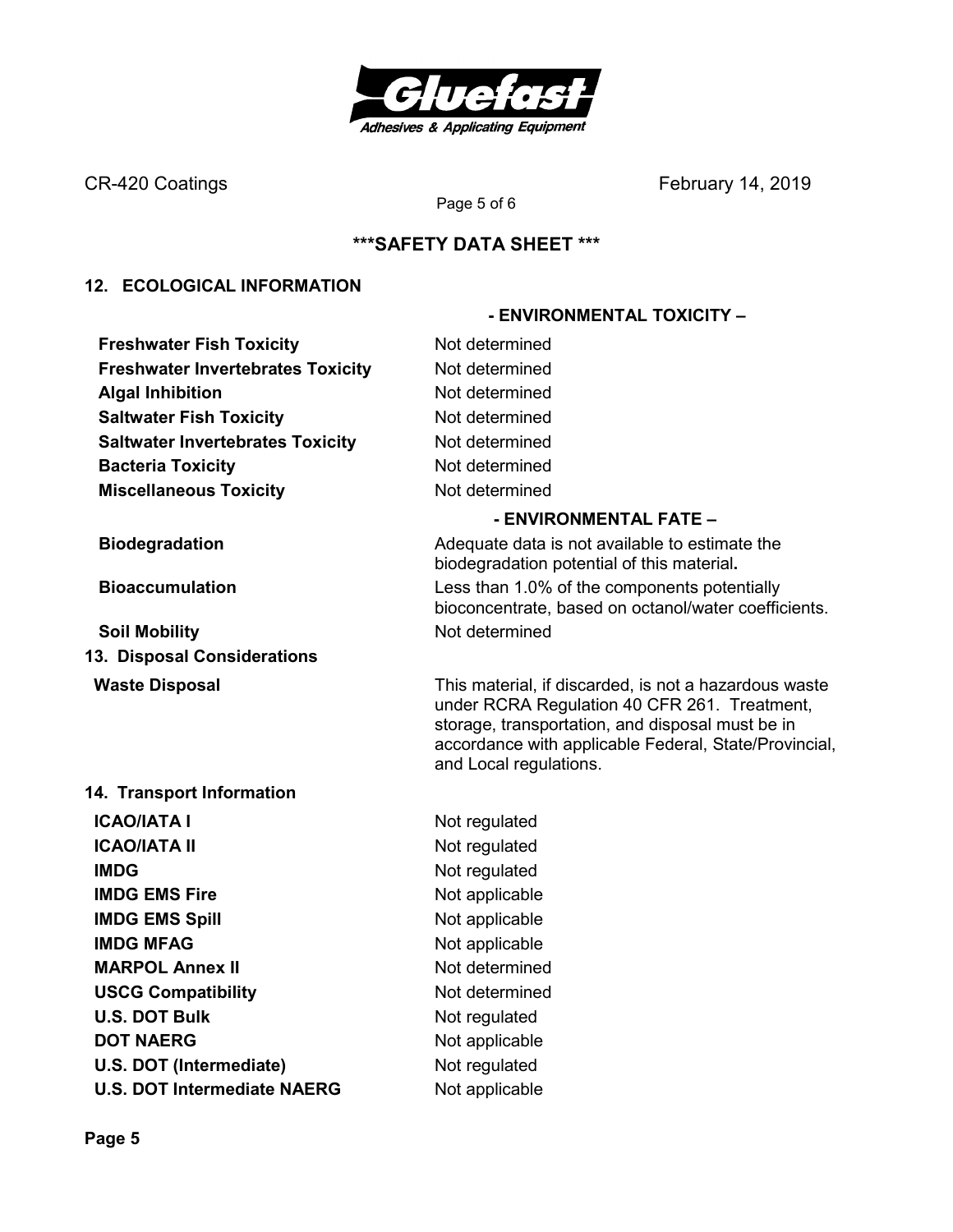## 12. ECOLOGICAL INFORMATION

**- ENVIRONMENTAL TOXICITY –**

| | |
|---|---|
| **Freshwater Fish Toxicity** | Not determined |
| **Freshwater Invertebrates Toxicity** | Not determined |
| **Algal Inhibition** | Not determined |
| **Saltwater Fish Toxicity** | Not determined |
| **Saltwater Invertebrates Toxicity** | Not determined |
| **Bacteria Toxicity** | Not determined |
| **Miscellaneous Toxicity** | Not determined |

**- ENVIRONMENTAL FATE –**

| | |
|---|---|
| **Biodegradation** | Adequate data is not available to estimate the biodegradation potential of this material**.** |
| **Bioaccumulation** | Less than 1.0% of the components potentially bioconcentrate, based on octanol/water coefficients. |
| **Soil Mobility** | Not determined |

## 13. Disposal Considerations

| | |
|---|---|
| **Waste Disposal** | This material, if discarded, is not a hazardous waste under RCRA Regulation 40 CFR 261. Treatment, storage, transportation, and disposal must be in accordance with applicable Federal, State/Provincial, and Local regulations. |

## 14. Transport Information

| | |
|---|---|
| **ICAO/IATA I** | Not regulated |
| **ICAO/IATA II** | Not regulated |
| **IMDG** | Not regulated |
| **IMDG EMS Fire** | Not applicable |
| **IMDG EMS Spill** | Not applicable |
| **IMDG MFAG** | Not applicable |
| **MARPOL Annex II** | Not determined |
| **USCG Compatibility** | Not determined |
| **U.S. DOT Bulk** | Not regulated |
| **DOT NAERG** | Not applicable |
| **U.S. DOT (Intermediate)** | Not regulated |
| **U.S. DOT Intermediate NAERG** | Not applicable |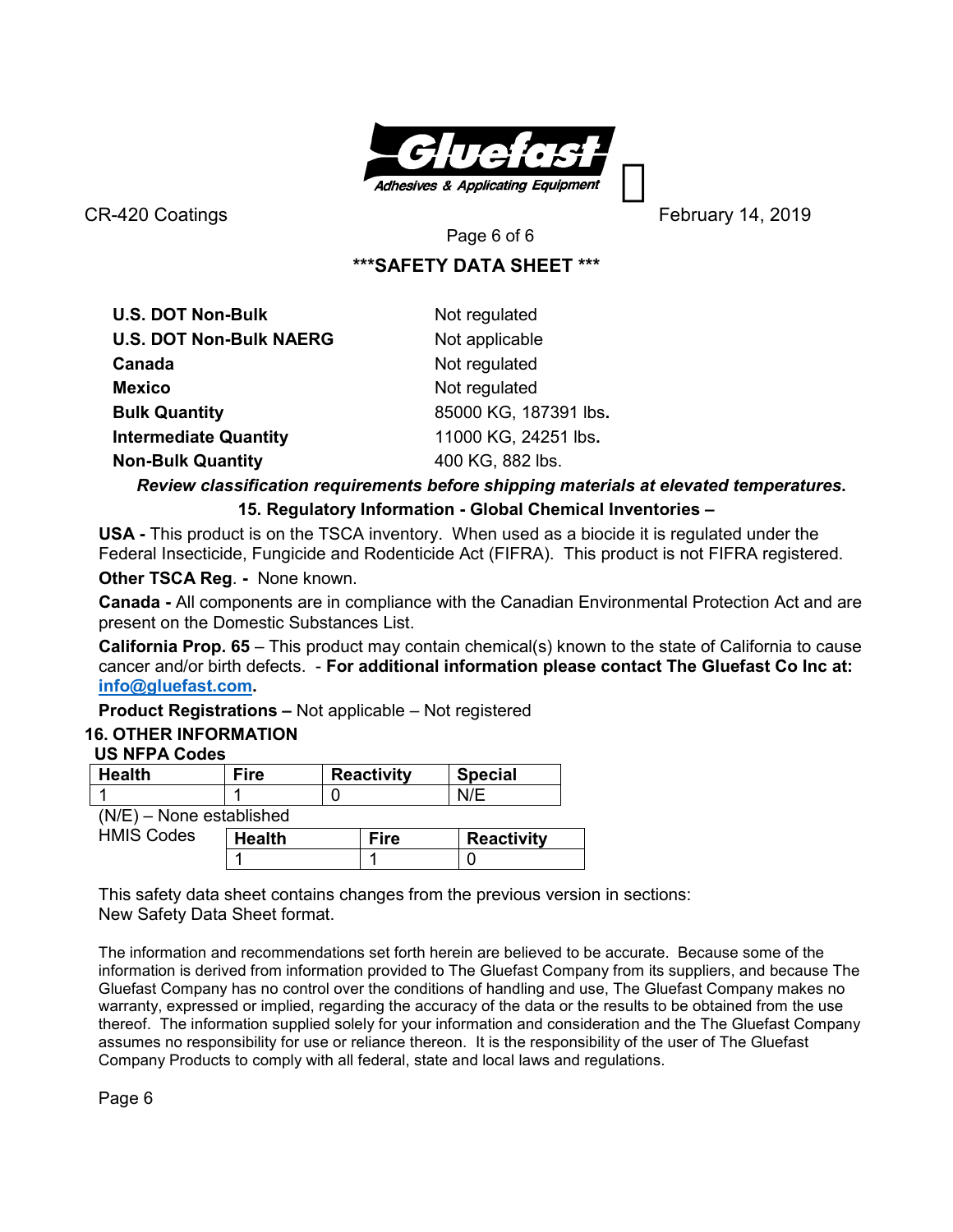**U.S. DOT Non-Bulk** Not regulated
**U.S. DOT Non-Bulk NAERG** Not applicable
**Canada** Not regulated
**Mexico** Not regulated
**Bulk Quantity** 85000 KG, 187391 lbs.
**Intermediate Quantity** 11000 KG, 24251 lbs.
**Non-Bulk Quantity** 400 KG, 882 lbs.

***Review classification requirements before shipping materials at elevated temperatures.***

## 15. Regulatory Information - Global Chemical Inventories –

**USA -** This product is on the TSCA inventory. When used as a biocide it is regulated under the Federal Insecticide, Fungicide and Rodenticide Act (FIFRA). This product is not FIFRA registered.

**Other TSCA Reg**. **-** None known.

**Canada -** All components are in compliance with the Canadian Environmental Protection Act and are present on the Domestic Substances List.

**California Prop. 65** – This product may contain chemical(s) known to the state of California to cause cancer and/or birth defects. - **For additional information please contact The Gluefast Co Inc at: info@gluefast.com.**

**Product Registrations –** Not applicable – Not registered

## 16. OTHER INFORMATION

**US NFPA Codes**

| Health | Fire | Reactivity | Special |
|---|---|---|---|
| 1 | 1 | 0 | N/E |

(N/E) – None established

HMIS Codes

| Health | Fire | Reactivity |
|---|---|---|
| 1 | 1 | 0 |

This safety data sheet contains changes from the previous version in sections:
New Safety Data Sheet format.

The information and recommendations set forth herein are believed to be accurate. Because some of the information is derived from information provided to The Gluefast Company from its suppliers, and because The Gluefast Company has no control over the conditions of handling and use, The Gluefast Company makes no warranty, expressed or implied, regarding the accuracy of the data or the results to be obtained from the use thereof. The information supplied solely for your information and consideration and the The Gluefast Company assumes no responsibility for use or reliance thereon. It is the responsibility of the user of The Gluefast Company Products to comply with all federal, state and local laws and regulations.